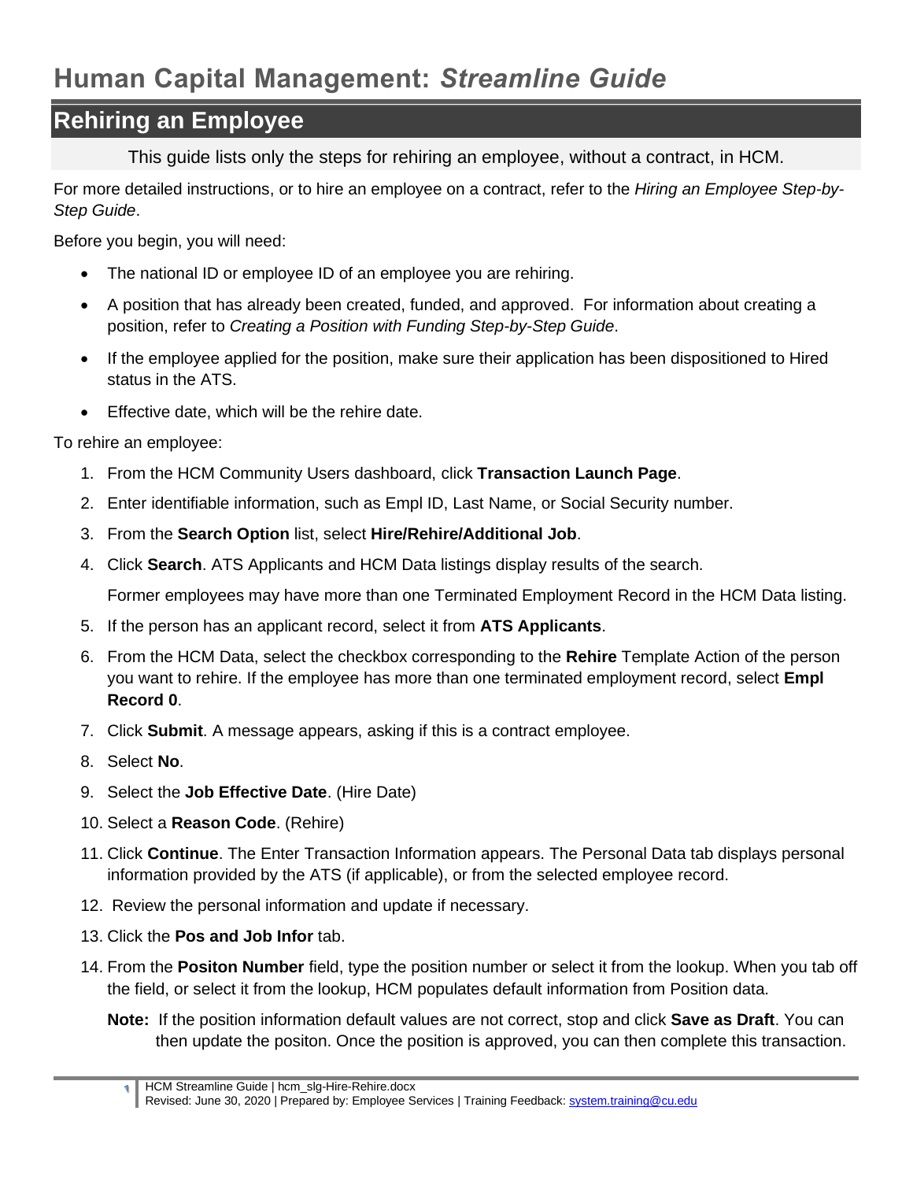# Human Capital Management: *Streamline Guide*

## Rehiring an Employee

This guide lists only the steps for rehiring an employee, without a contract, in HCM.

For more detailed instructions, or to hire an employee on a contract, refer to the *Hiring an Employee Step-by-Step Guide*.

Before you begin, you will need:

- The national ID or employee ID of an employee you are rehiring.
- A position that has already been created, funded, and approved. For information about creating a position, refer to *Creating a Position with Funding Step-by-Step Guide*.
- If the employee applied for the position, make sure their application has been dispositioned to Hired status in the ATS.
- Effective date, which will be the rehire date.

To rehire an employee:

1. From the HCM Community Users dashboard, click **Transaction Launch Page**.
2. Enter identifiable information, such as Empl ID, Last Name, or Social Security number.
3. From the **Search Option** list, select **Hire/Rehire/Additional Job**.
4. Click **Search**. ATS Applicants and HCM Data listings display results of the search.

   Former employees may have more than one Terminated Employment Record in the HCM Data listing.
5. If the person has an applicant record, select it from **ATS Applicants**.
6. From the HCM Data, select the checkbox corresponding to the **Rehire** Template Action of the person you want to rehire. If the employee has more than one terminated employment record, select **Empl Record 0**.
7. Click **Submit**. A message appears, asking if this is a contract employee.
8. Select **No**.
9. Select the **Job Effective Date**. (Hire Date)
10. Select a **Reason Code**. (Rehire)
11. Click **Continue**. The Enter Transaction Information appears. The Personal Data tab displays personal information provided by the ATS (if applicable), or from the selected employee record.
12. Review the personal information and update if necessary.
13. Click the **Pos and Job Infor** tab.
14. From the **Positon Number** field, type the position number or select it from the lookup. When you tab off the field, or select it from the lookup, HCM populates default information from Position data.

    **Note:** If the position information default values are not correct, stop and click **Save as Draft**. You can then update the positon. Once the position is approved, you can then complete this transaction.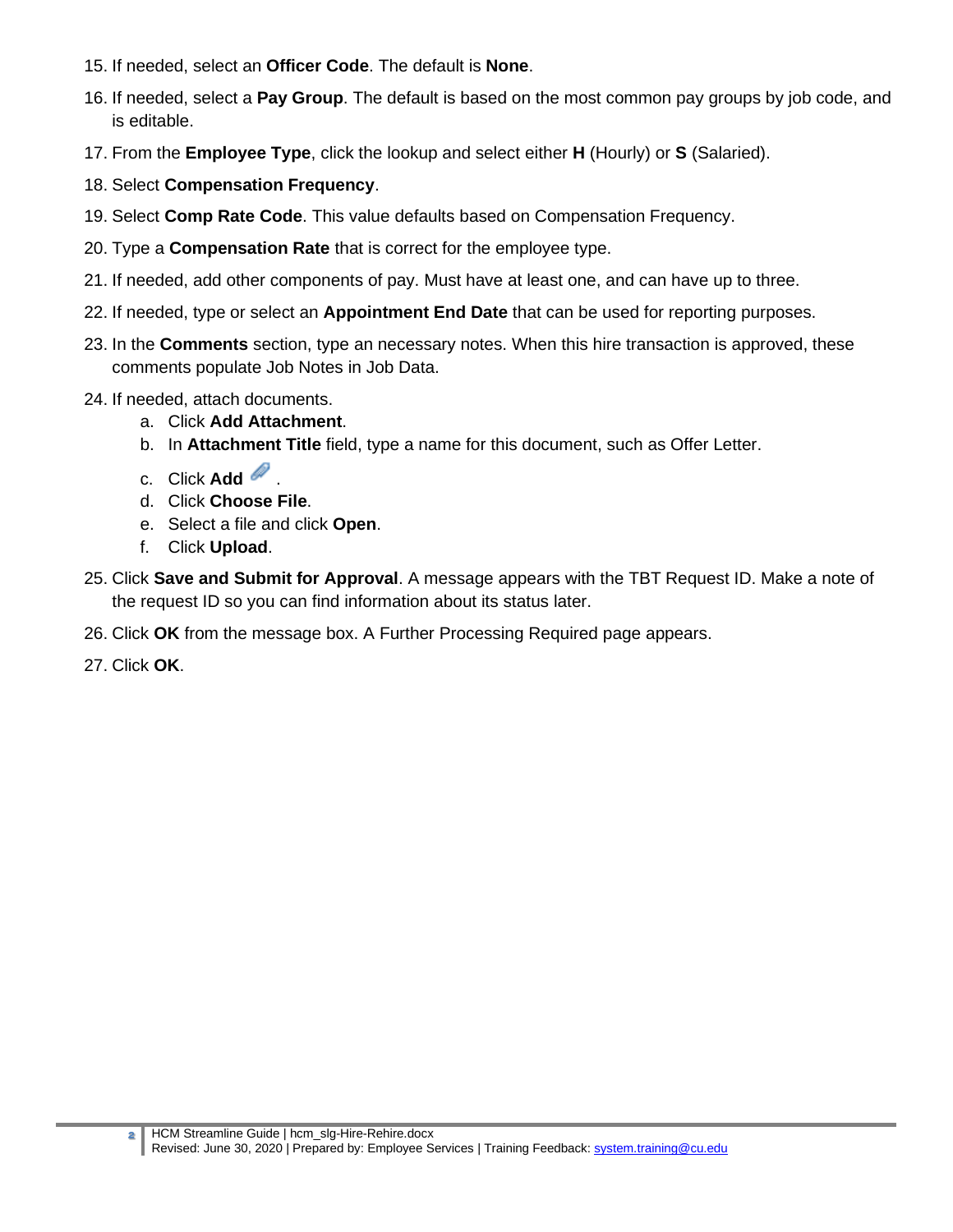15. If needed, select an **Officer Code**. The default is **None**.
16. If needed, select a **Pay Group**. The default is based on the most common pay groups by job code, and is editable.
17. From the **Employee Type**, click the lookup and select either **H** (Hourly) or **S** (Salaried).
18. Select **Compensation Frequency**.
19. Select **Comp Rate Code**. This value defaults based on Compensation Frequency.
20. Type a **Compensation Rate** that is correct for the employee type.
21. If needed, add other components of pay. Must have at least one, and can have up to three.
22. If needed, type or select an **Appointment End Date** that can be used for reporting purposes.
23. In the **Comments** section, type an necessary notes. When this hire transaction is approved, these comments populate Job Notes in Job Data.
24. If needed, attach documents.
    a. Click **Add Attachment**.
    b. In **Attachment Title** field, type a name for this document, such as Offer Letter.
    c. Click **Add** .
    d. Click **Choose File**.
    e. Select a file and click **Open**.
    f. Click **Upload**.
25. Click **Save and Submit for Approval**. A message appears with the TBT Request ID. Make a note of the request ID so you can find information about its status later.
26. Click **OK** from the message box. A Further Processing Required page appears.
27. Click **OK**.